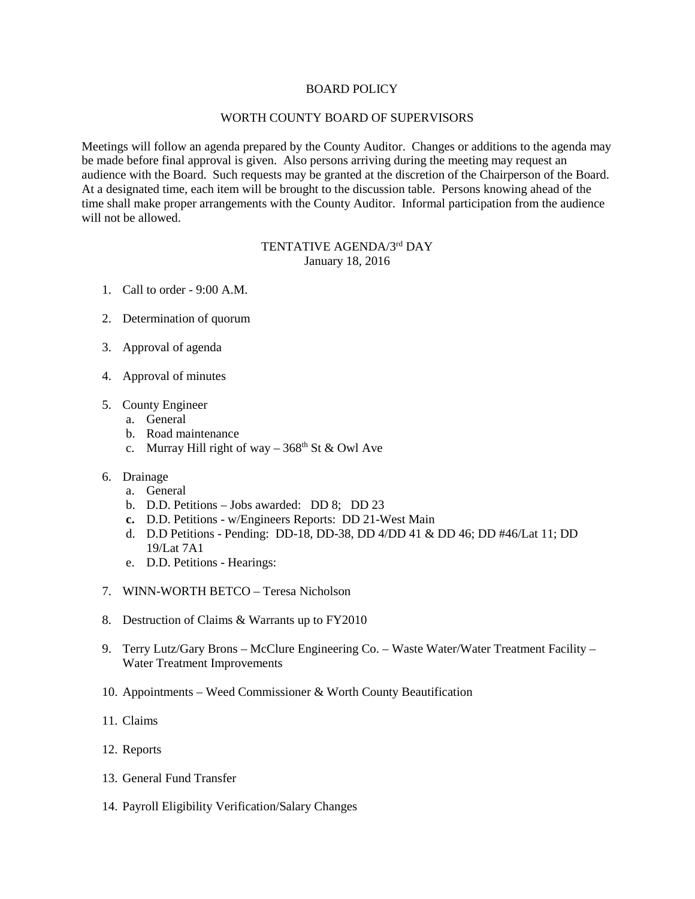# BOARD POLICY

## WORTH COUNTY BOARD OF SUPERVISORS

Meetings will follow an agenda prepared by the County Auditor. Changes or additions to the agenda may be made before final approval is given. Also persons arriving during the meeting may request an audience with the Board. Such requests may be granted at the discretion of the Chairperson of the Board. At a designated time, each item will be brought to the discussion table. Persons knowing ahead of the time shall make proper arrangements with the County Auditor. Informal participation from the audience will not be allowed.

## TENTATIVE AGENDA/3rd DAY

January 18, 2016

1. Call to order - 9:00 A.M.

2. Determination of quorum

3. Approval of agenda

4. Approval of minutes

5. County Engineer
   a. General
   b. Road maintenance
   c. Murray Hill right of way – 368th St & Owl Ave

6. Drainage
   a. General
   b. D.D. Petitions – Jobs awarded: DD 8; DD 23
   c. D.D. Petitions - w/Engineers Reports: DD 21-West Main
   d. D.D Petitions - Pending: DD-18, DD-38, DD 4/DD 41 & DD 46; DD #46/Lat 11; DD 19/Lat 7A1
   e. D.D. Petitions - Hearings:

7. WINN-WORTH BETCO – Teresa Nicholson

8. Destruction of Claims & Warrants up to FY2010

9. Terry Lutz/Gary Brons – McClure Engineering Co. – Waste Water/Water Treatment Facility – Water Treatment Improvements

10. Appointments – Weed Commissioner & Worth County Beautification

11. Claims

12. Reports

13. General Fund Transfer

14. Payroll Eligibility Verification/Salary Changes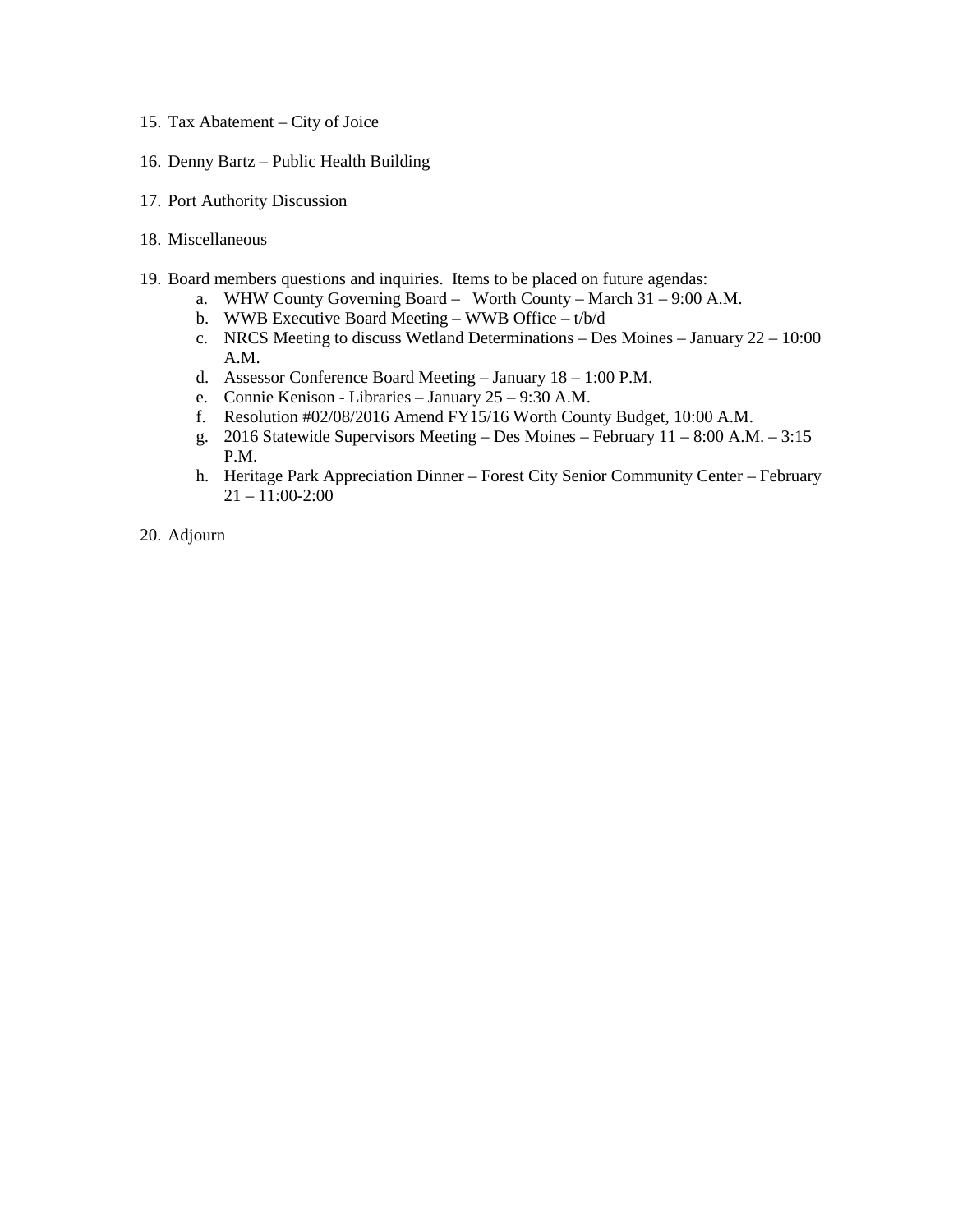15. Tax Abatement – City of Joice

16. Denny Bartz – Public Health Building

17. Port Authority Discussion

18. Miscellaneous

19. Board members questions and inquiries. Items to be placed on future agendas:
    a. WHW County Governing Board – Worth County – March 31 – 9:00 A.M.
    b. WWB Executive Board Meeting – WWB Office – t/b/d
    c. NRCS Meeting to discuss Wetland Determinations – Des Moines – January 22 – 10:00 A.M.
    d. Assessor Conference Board Meeting – January 18 – 1:00 P.M.
    e. Connie Kenison - Libraries – January 25 – 9:30 A.M.
    f. Resolution #02/08/2016 Amend FY15/16 Worth County Budget, 10:00 A.M.
    g. 2016 Statewide Supervisors Meeting – Des Moines – February 11 – 8:00 A.M. – 3:15 P.M.
    h. Heritage Park Appreciation Dinner – Forest City Senior Community Center – February 21 – 11:00-2:00

20. Adjourn